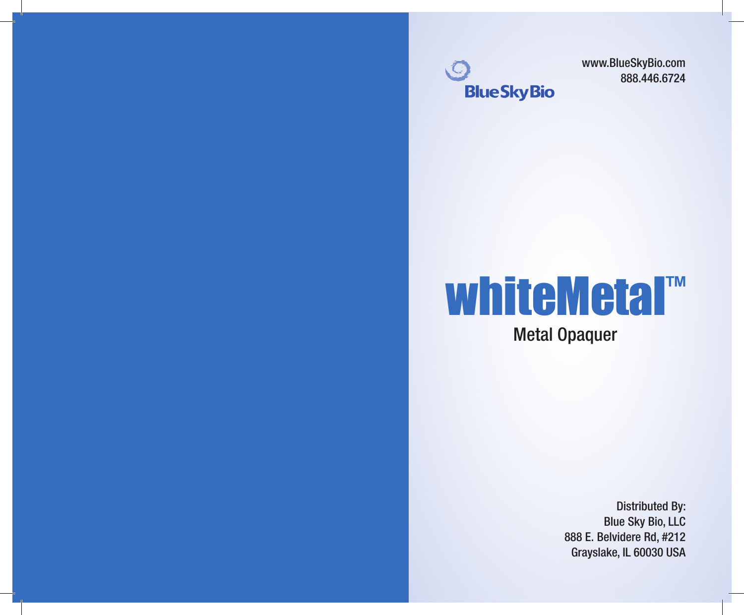BlueSkyBio

www.BlueSkyBio.com
888.446.6724

# whiteMetal™

## Metal Opaquer

Distributed By:
Blue Sky Bio, LLC
888 E. Belvidere Rd, #212
Grayslake, IL 60030 USA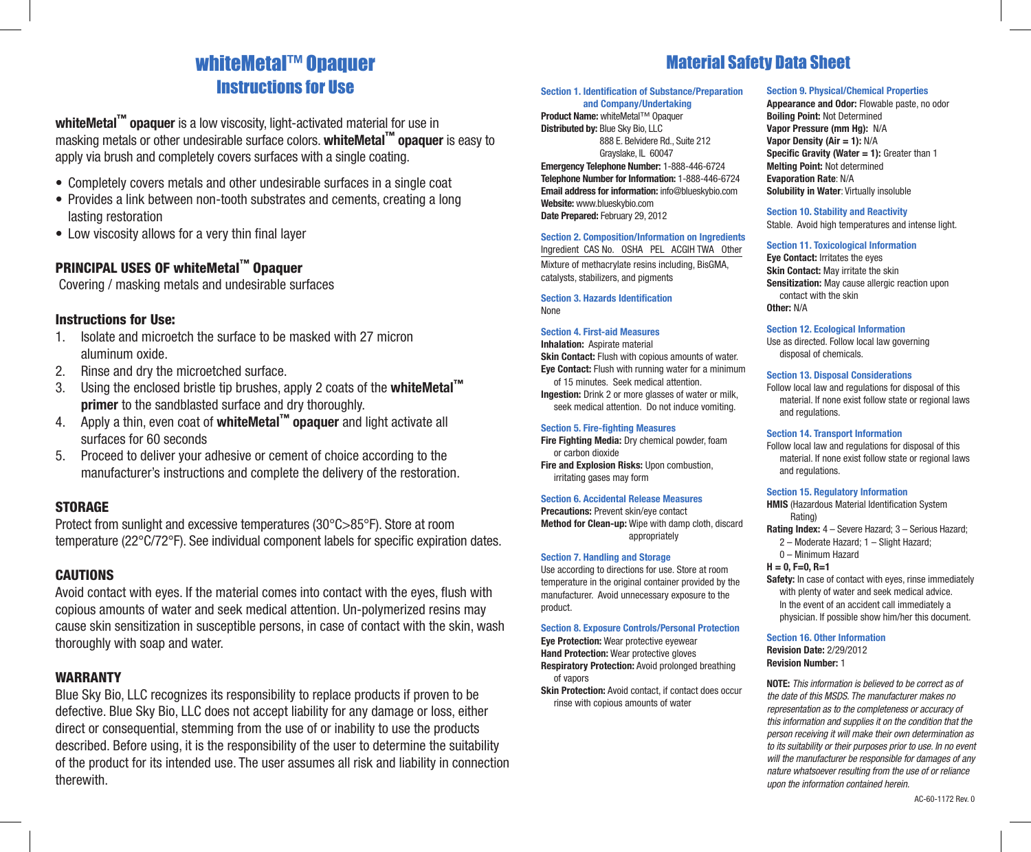# whiteMetal™ Opaquer

## Instructions for Use

**whiteMetal™ opaquer** is a low viscosity, light-activated material for use in masking metals or other undesirable surface colors. **whiteMetal™ opaquer** is easy to apply via brush and completely covers surfaces with a single coating.

- Completely covers metals and other undesirable surfaces in a single coat
- Provides a link between non-tooth substrates and cements, creating a long lasting restoration
- Low viscosity allows for a very thin final layer

### PRINCIPAL USES OF whiteMetal™ Opaquer

Covering / masking metals and undesirable surfaces

### Instructions for Use:

1. Isolate and microetch the surface to be masked with 27 micron aluminum oxide.
2. Rinse and dry the microetched surface.
3. Using the enclosed bristle tip brushes, apply 2 coats of the **whiteMetal™ primer** to the sandblasted surface and dry thoroughly.
4. Apply a thin, even coat of **whiteMetal™ opaquer** and light activate all surfaces for 60 seconds
5. Proceed to deliver your adhesive or cement of choice according to the manufacturer's instructions and complete the delivery of the restoration.

### STORAGE

Protect from sunlight and excessive temperatures (30°C>85°F). Store at room temperature (22°C/72°F). See individual component labels for specific expiration dates.

### CAUTIONS

Avoid contact with eyes. If the material comes into contact with the eyes, flush with copious amounts of water and seek medical attention. Un-polymerized resins may cause skin sensitization in susceptible persons, in case of contact with the skin, wash thoroughly with soap and water.

### WARRANTY

Blue Sky Bio, LLC recognizes its responsibility to replace products if proven to be defective. Blue Sky Bio, LLC does not accept liability for any damage or loss, either direct or consequential, stemming from the use of or inability to use the products described. Before using, it is the responsibility of the user to determine the suitability of the product for its intended use. The user assumes all risk and liability in connection therewith.

# Material Safety Data Sheet

### Section 1. Identification of Substance/Preparation and Company/Undertaking

**Product Name:** whiteMetal™ Opaquer
**Distributed by:** Blue Sky Bio, LLC
888 E. Belvidere Rd., Suite 212
Grayslake, IL 60047
**Emergency Telephone Number:** 1-888-446-6724
**Telephone Number for Information:** 1-888-446-6724
**Email address for information:** info@blueskybio.com
**Website:** www.blueskybio.com
**Date Prepared:** February 29, 2012

### Section 2. Composition/Information on Ingredients

| Ingredient | CAS No. | OSHA | PEL | ACGIH TWA | Other |
|---|---|---|---|---|---|

Mixture of methacrylate resins including, BisGMA, catalysts, stabilizers, and pigments

### Section 3. Hazards Identification

None

### Section 4. First-aid Measures

**Inhalation:** Aspirate material
**Skin Contact:** Flush with copious amounts of water.
**Eye Contact:** Flush with running water for a minimum of 15 minutes. Seek medical attention.
**Ingestion:** Drink 2 or more glasses of water or milk, seek medical attention. Do not induce vomiting.

### Section 5. Fire-fighting Measures

**Fire Fighting Media:** Dry chemical powder, foam or carbon dioxide
**Fire and Explosion Risks:** Upon combustion, irritating gases may form

### Section 6. Accidental Release Measures

**Precautions:** Prevent skin/eye contact
**Method for Clean-up:** Wipe with damp cloth, discard appropriately

### Section 7. Handling and Storage

Use according to directions for use. Store at room temperature in the original container provided by the manufacturer. Avoid unnecessary exposure to the product.

### Section 8. Exposure Controls/Personal Protection

**Eye Protection:** Wear protective eyewear
**Hand Protection:** Wear protective gloves
**Respiratory Protection:** Avoid prolonged breathing of vapors
**Skin Protection:** Avoid contact, if contact does occur rinse with copious amounts of water

### Section 9. Physical/Chemical Properties

**Appearance and Odor:** Flowable paste, no odor
**Boiling Point:** Not Determined
**Vapor Pressure (mm Hg):** N/A
**Vapor Density (Air = 1):** N/A
**Specific Gravity (Water = 1):** Greater than 1
**Melting Point:** Not determined
**Evaporation Rate**: N/A
**Solubility in Water**: Virtually insoluble

### Section 10. Stability and Reactivity

Stable. Avoid high temperatures and intense light.

### Section 11. Toxicological Information

**Eye Contact:** Irritates the eyes
**Skin Contact:** May irritate the skin
**Sensitization:** May cause allergic reaction upon contact with the skin
**Other:** N/A

### Section 12. Ecological Information

Use as directed. Follow local law governing disposal of chemicals.

### Section 13. Disposal Considerations

Follow local law and regulations for disposal of this material. If none exist follow state or regional laws and regulations.

### Section 14. Transport Information

Follow local law and regulations for disposal of this material. If none exist follow state or regional laws and regulations.

### Section 15. Regulatory Information

**HMIS** (Hazardous Material Identification System Rating)
**Rating Index:** 4 – Severe Hazard; 3 – Serious Hazard; 2 – Moderate Hazard; 1 – Slight Hazard; 0 – Minimum Hazard
**H = 0, F=0, R=1**
**Safety:** In case of contact with eyes, rinse immediately with plenty of water and seek medical advice. In the event of an accident call immediately a physician. If possible show him/her this document.

### Section 16. Other Information

**Revision Date:** 2/29/2012
**Revision Number:** 1

**NOTE:** *This information is believed to be correct as of the date of this MSDS. The manufacturer makes no representation as to the completeness or accuracy of this information and supplies it on the condition that the person receiving it will make their own determination as to its suitability or their purposes prior to use. In no event will the manufacturer be responsible for damages of any nature whatsoever resulting from the use of or reliance upon the information contained herein.*

AC-60-1172 Rev. 0